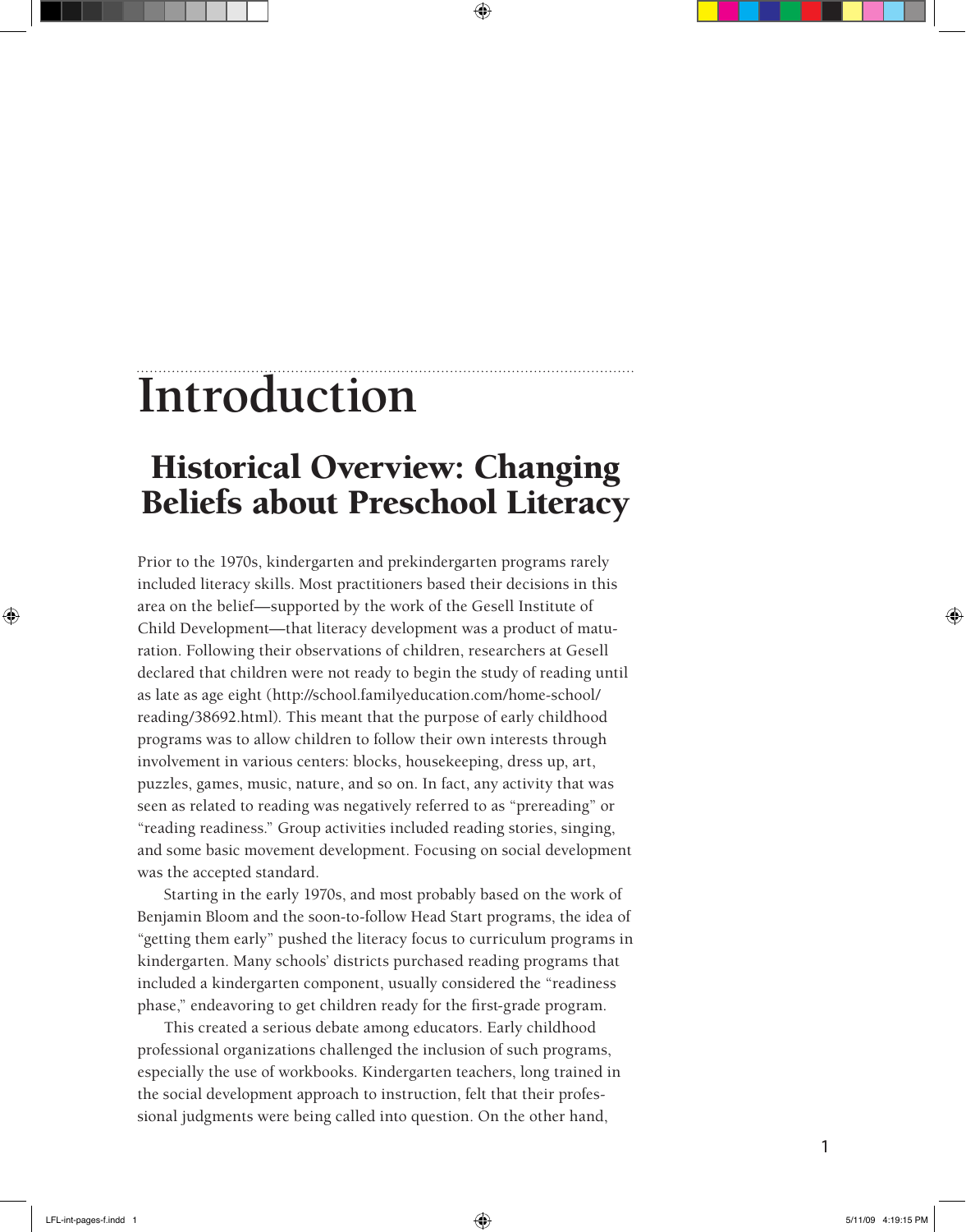# Introduction

## Historical Overview: Changing Beliefs about Preschool Literacy

Prior to the 1970s, kindergarten and prekindergarten programs rarely included literacy skills. Most practitioners based their decisions in this area on the belief—supported by the work of the Gesell Institute of Child Development—that literacy development was a product of maturation. Following their observations of children, researchers at Gesell declared that children were not ready to begin the study of reading until as late as age eight (http://school.familyeducation.com/home-school/reading/38692.html). This meant that the purpose of early childhood programs was to allow children to follow their own interests through involvement in various centers: blocks, housekeeping, dress up, art, puzzles, games, music, nature, and so on. In fact, any activity that was seen as related to reading was negatively referred to as "prereading" or "reading readiness." Group activities included reading stories, singing, and some basic movement development. Focusing on social development was the accepted standard.

Starting in the early 1970s, and most probably based on the work of Benjamin Bloom and the soon-to-follow Head Start programs, the idea of "getting them early" pushed the literacy focus to curriculum programs in kindergarten. Many schools' districts purchased reading programs that included a kindergarten component, usually considered the "readiness phase," endeavoring to get children ready for the first-grade program.

This created a serious debate among educators. Early childhood professional organizations challenged the inclusion of such programs, especially the use of workbooks. Kindergarten teachers, long trained in the social development approach to instruction, felt that their professional judgments were being called into question. On the other hand,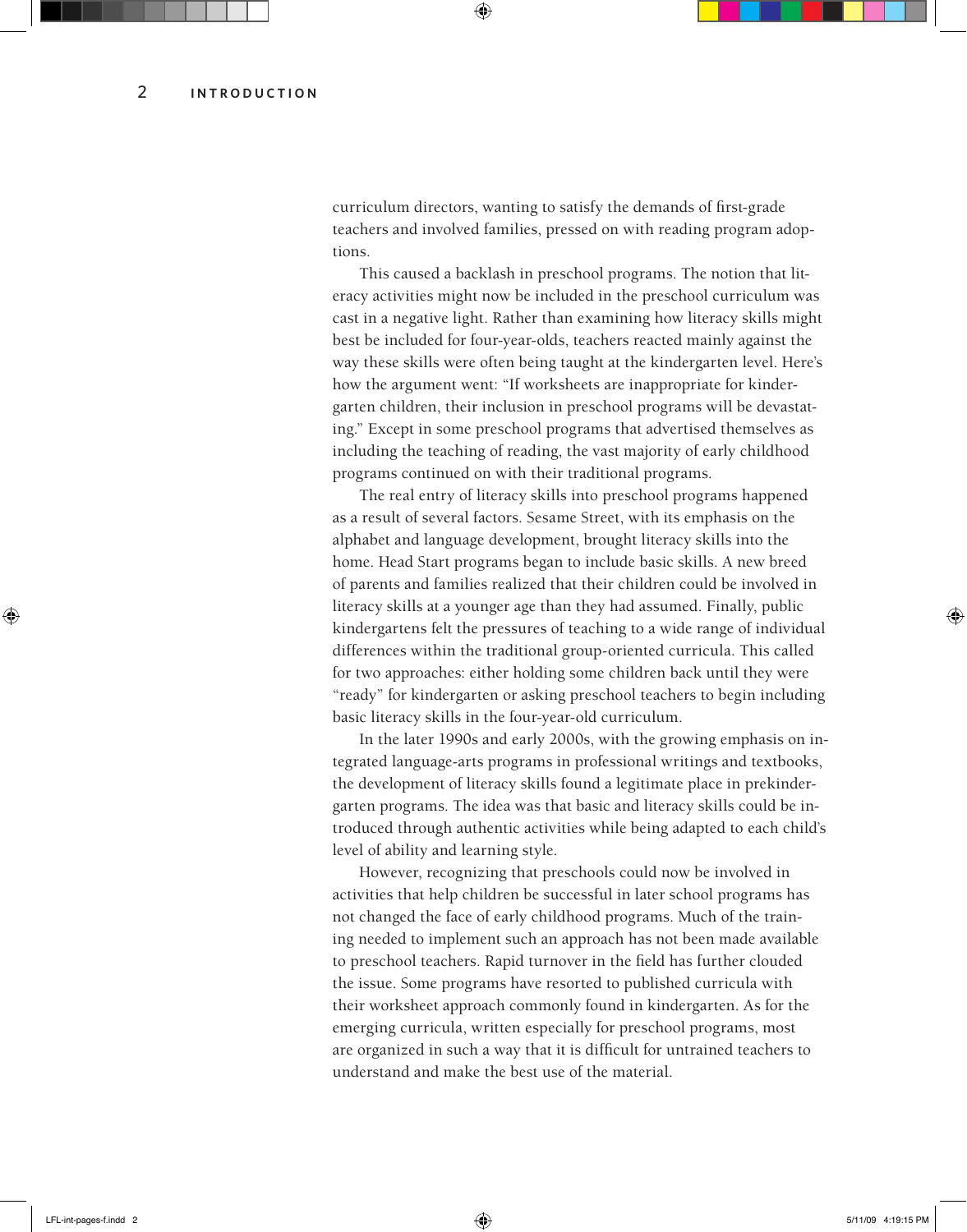curriculum directors, wanting to satisfy the demands of first-grade teachers and involved families, pressed on with reading program adoptions.

This caused a backlash in preschool programs. The notion that literacy activities might now be included in the preschool curriculum was cast in a negative light. Rather than examining how literacy skills might best be included for four-year-olds, teachers reacted mainly against the way these skills were often being taught at the kindergarten level. Here's how the argument went: "If worksheets are inappropriate for kindergarten children, their inclusion in preschool programs will be devastating." Except in some preschool programs that advertised themselves as including the teaching of reading, the vast majority of early childhood programs continued on with their traditional programs.

The real entry of literacy skills into preschool programs happened as a result of several factors. Sesame Street, with its emphasis on the alphabet and language development, brought literacy skills into the home. Head Start programs began to include basic skills. A new breed of parents and families realized that their children could be involved in literacy skills at a younger age than they had assumed. Finally, public kindergartens felt the pressures of teaching to a wide range of individual differences within the traditional group-oriented curricula. This called for two approaches: either holding some children back until they were "ready" for kindergarten or asking preschool teachers to begin including basic literacy skills in the four-year-old curriculum.

In the later 1990s and early 2000s, with the growing emphasis on integrated language-arts programs in professional writings and textbooks, the development of literacy skills found a legitimate place in prekindergarten programs. The idea was that basic and literacy skills could be introduced through authentic activities while being adapted to each child's level of ability and learning style.

However, recognizing that preschools could now be involved in activities that help children be successful in later school programs has not changed the face of early childhood programs. Much of the training needed to implement such an approach has not been made available to preschool teachers. Rapid turnover in the field has further clouded the issue. Some programs have resorted to published curricula with their worksheet approach commonly found in kindergarten. As for the emerging curricula, written especially for preschool programs, most are organized in such a way that it is difficult for untrained teachers to understand and make the best use of the material.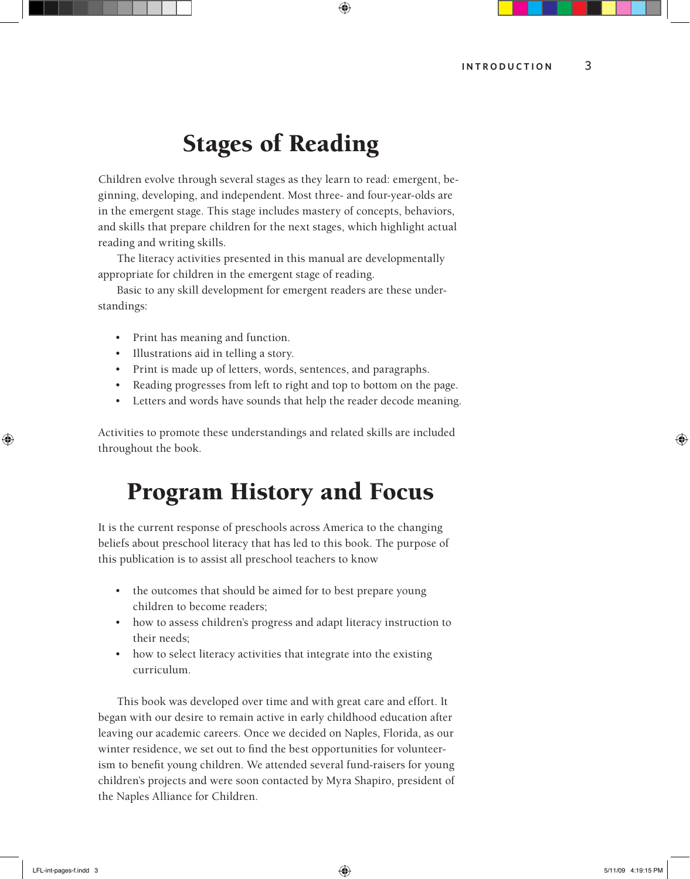## Stages of Reading

Children evolve through several stages as they learn to read: emergent, beginning, developing, and independent. Most three- and four-year-olds are in the emergent stage. This stage includes mastery of concepts, behaviors, and skills that prepare children for the next stages, which highlight actual reading and writing skills.

The literacy activities presented in this manual are developmentally appropriate for children in the emergent stage of reading.

Basic to any skill development for emergent readers are these understandings:

- Print has meaning and function.
- Illustrations aid in telling a story.
- Print is made up of letters, words, sentences, and paragraphs.
- Reading progresses from left to right and top to bottom on the page.
- Letters and words have sounds that help the reader decode meaning.

Activities to promote these understandings and related skills are included throughout the book.

## Program History and Focus

It is the current response of preschools across America to the changing beliefs about preschool literacy that has led to this book. The purpose of this publication is to assist all preschool teachers to know

- the outcomes that should be aimed for to best prepare young children to become readers;
- how to assess children's progress and adapt literacy instruction to their needs;
- how to select literacy activities that integrate into the existing curriculum.

This book was developed over time and with great care and effort. It began with our desire to remain active in early childhood education after leaving our academic careers. Once we decided on Naples, Florida, as our winter residence, we set out to find the best opportunities for volunteerism to benefit young children. We attended several fund-raisers for young children's projects and were soon contacted by Myra Shapiro, president of the Naples Alliance for Children.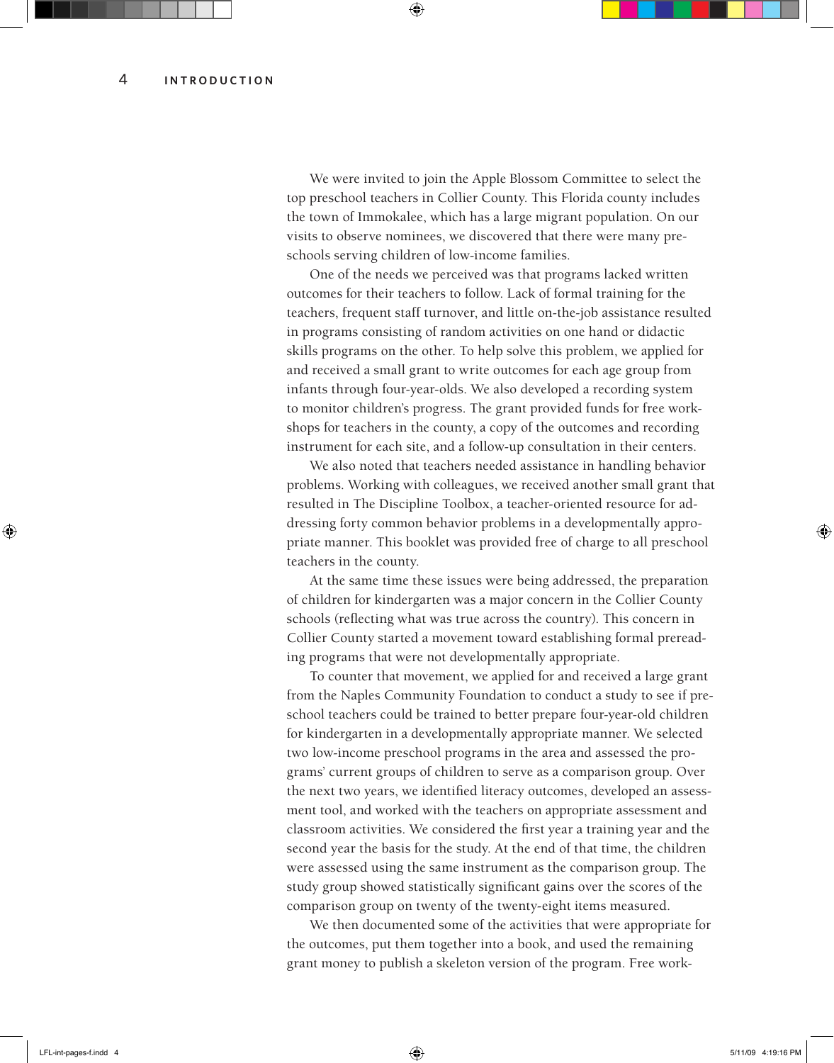We were invited to join the Apple Blossom Committee to select the top preschool teachers in Collier County. This Florida county includes the town of Immokalee, which has a large migrant population. On our visits to observe nominees, we discovered that there were many preschools serving children of low-income families.

One of the needs we perceived was that programs lacked written outcomes for their teachers to follow. Lack of formal training for the teachers, frequent staff turnover, and little on-the-job assistance resulted in programs consisting of random activities on one hand or didactic skills programs on the other. To help solve this problem, we applied for and received a small grant to write outcomes for each age group from infants through four-year-olds. We also developed a recording system to monitor children's progress. The grant provided funds for free workshops for teachers in the county, a copy of the outcomes and recording instrument for each site, and a follow-up consultation in their centers.

We also noted that teachers needed assistance in handling behavior problems. Working with colleagues, we received another small grant that resulted in The Discipline Toolbox, a teacher-oriented resource for addressing forty common behavior problems in a developmentally appropriate manner. This booklet was provided free of charge to all preschool teachers in the county.

At the same time these issues were being addressed, the preparation of children for kindergarten was a major concern in the Collier County schools (reflecting what was true across the country). This concern in Collier County started a movement toward establishing formal prereading programs that were not developmentally appropriate.

To counter that movement, we applied for and received a large grant from the Naples Community Foundation to conduct a study to see if preschool teachers could be trained to better prepare four-year-old children for kindergarten in a developmentally appropriate manner. We selected two low-income preschool programs in the area and assessed the programs' current groups of children to serve as a comparison group. Over the next two years, we identified literacy outcomes, developed an assessment tool, and worked with the teachers on appropriate assessment and classroom activities. We considered the first year a training year and the second year the basis for the study. At the end of that time, the children were assessed using the same instrument as the comparison group. The study group showed statistically significant gains over the scores of the comparison group on twenty of the twenty-eight items measured.

We then documented some of the activities that were appropriate for the outcomes, put them together into a book, and used the remaining grant money to publish a skeleton version of the program. Free work-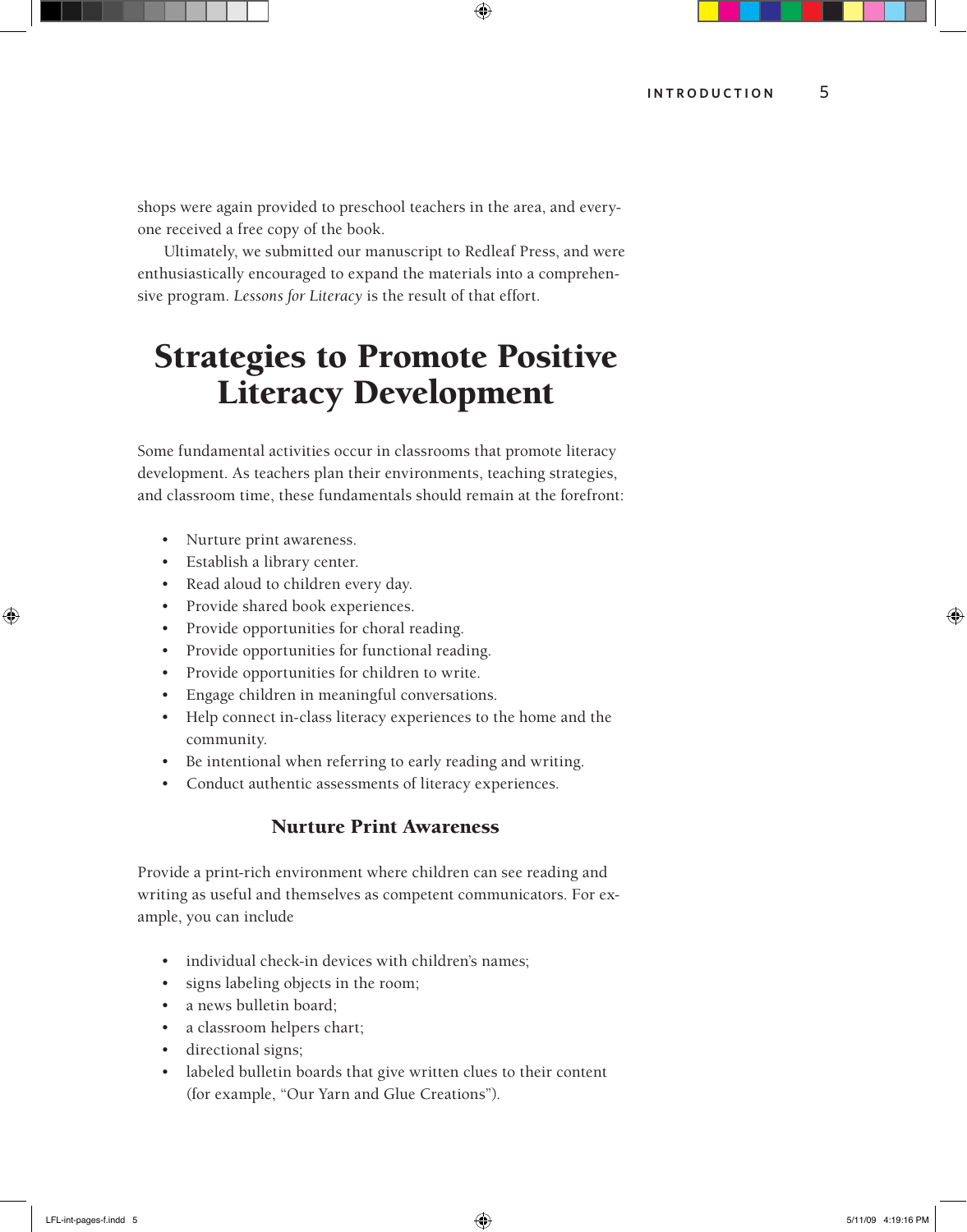shops were again provided to preschool teachers in the area, and everyone received a free copy of the book.

Ultimately, we submitted our manuscript to Redleaf Press, and were enthusiastically encouraged to expand the materials into a comprehensive program. *Lessons for Literacy* is the result of that effort.

# Strategies to Promote Positive Literacy Development

Some fundamental activities occur in classrooms that promote literacy development. As teachers plan their environments, teaching strategies, and classroom time, these fundamentals should remain at the forefront:

- Nurture print awareness.
- Establish a library center.
- Read aloud to children every day.
- Provide shared book experiences.
- Provide opportunities for choral reading.
- Provide opportunities for functional reading.
- Provide opportunities for children to write.
- Engage children in meaningful conversations.
- Help connect in-class literacy experiences to the home and the community.
- Be intentional when referring to early reading and writing.
- Conduct authentic assessments of literacy experiences.

## Nurture Print Awareness

Provide a print-rich environment where children can see reading and writing as useful and themselves as competent communicators. For example, you can include

- individual check-in devices with children's names;
- signs labeling objects in the room;
- a news bulletin board;
- a classroom helpers chart;
- directional signs;
- labeled bulletin boards that give written clues to their content (for example, "Our Yarn and Glue Creations").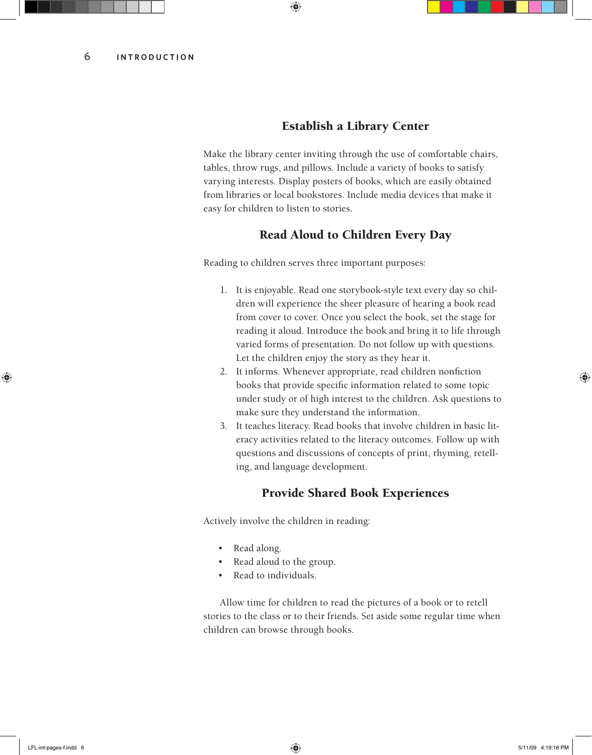## Establish a Library Center

Make the library center inviting through the use of comfortable chairs, tables, throw rugs, and pillows. Include a variety of books to satisfy varying interests. Display posters of books, which are easily obtained from libraries or local bookstores. Include media devices that make it easy for children to listen to stories.

## Read Aloud to Children Every Day

Reading to children serves three important purposes:

1. It is enjoyable. Read one storybook-style text every day so children will experience the sheer pleasure of hearing a book read from cover to cover. Once you select the book, set the stage for reading it aloud. Introduce the book and bring it to life through varied forms of presentation. Do not follow up with questions. Let the children enjoy the story as they hear it.
2. It informs. Whenever appropriate, read children nonfiction books that provide specific information related to some topic under study or of high interest to the children. Ask questions to make sure they understand the information.
3. It teaches literacy. Read books that involve children in basic literacy activities related to the literacy outcomes. Follow up with questions and discussions of concepts of print, rhyming, retelling, and language development.

## Provide Shared Book Experiences

Actively involve the children in reading:

- Read along.
- Read aloud to the group.
- Read to individuals.

Allow time for children to read the pictures of a book or to retell stories to the class or to their friends. Set aside some regular time when children can browse through books.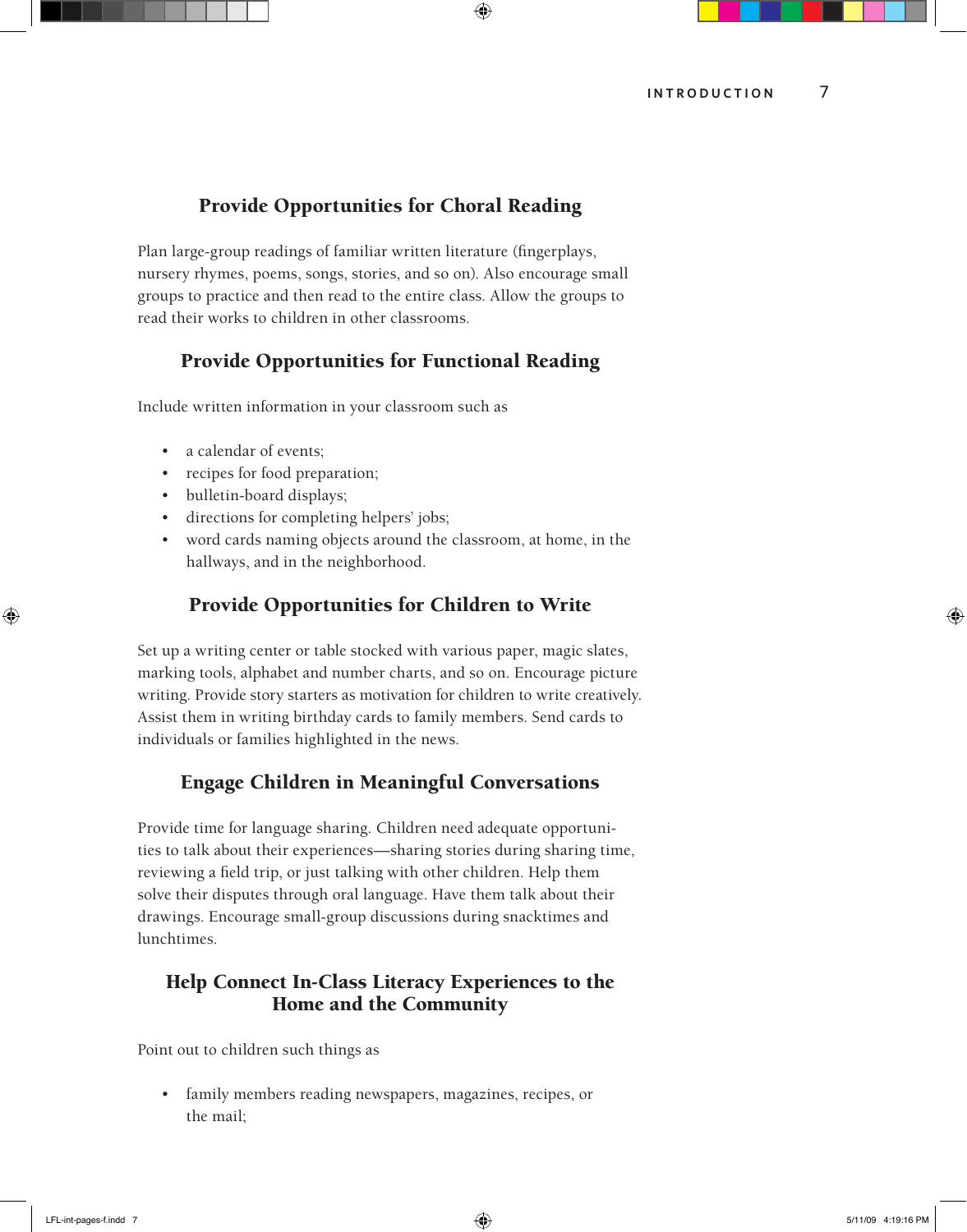## Provide Opportunities for Choral Reading

Plan large-group readings of familiar written literature (fingerplays, nursery rhymes, poems, songs, stories, and so on). Also encourage small groups to practice and then read to the entire class. Allow the groups to read their works to children in other classrooms.

## Provide Opportunities for Functional Reading

Include written information in your classroom such as

- a calendar of events;
- recipes for food preparation;
- bulletin-board displays;
- directions for completing helpers' jobs;
- word cards naming objects around the classroom, at home, in the hallways, and in the neighborhood.

## Provide Opportunities for Children to Write

Set up a writing center or table stocked with various paper, magic slates, marking tools, alphabet and number charts, and so on. Encourage picture writing. Provide story starters as motivation for children to write creatively. Assist them in writing birthday cards to family members. Send cards to individuals or families highlighted in the news.

## Engage Children in Meaningful Conversations

Provide time for language sharing. Children need adequate opportunities to talk about their experiences—sharing stories during sharing time, reviewing a field trip, or just talking with other children. Help them solve their disputes through oral language. Have them talk about their drawings. Encourage small-group discussions during snacktimes and lunchtimes.

## Help Connect In-Class Literacy Experiences to the Home and the Community

Point out to children such things as

- family members reading newspapers, magazines, recipes, or the mail;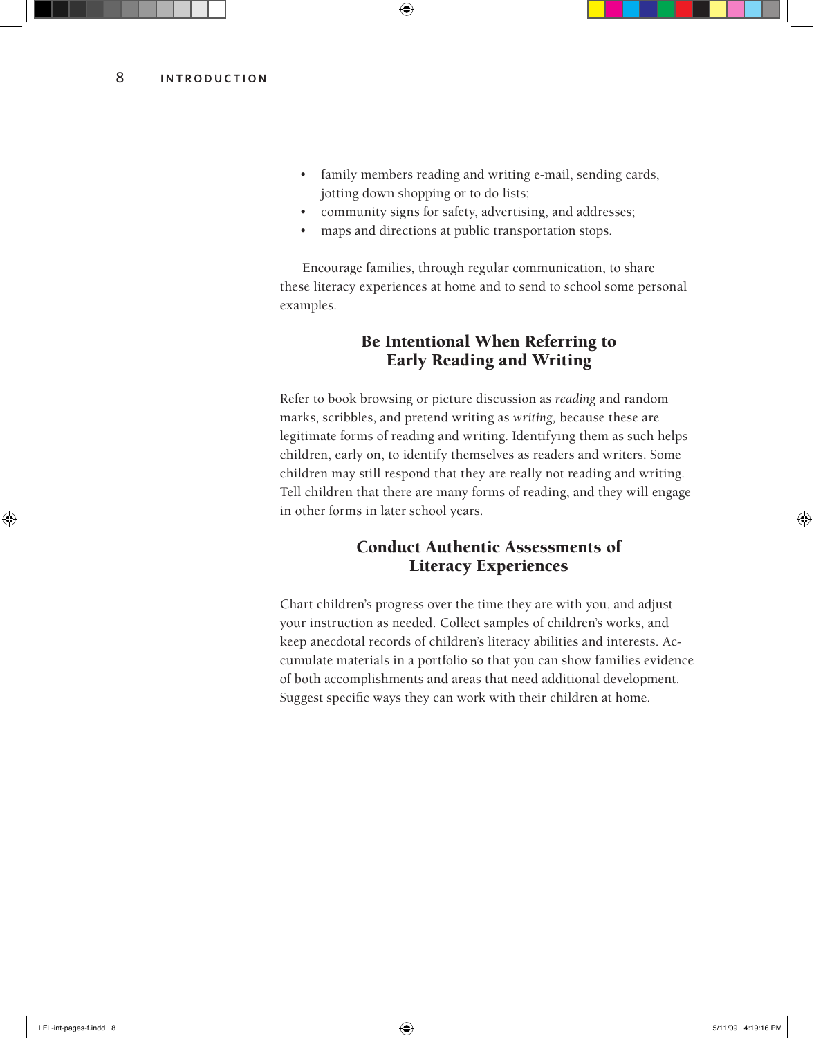- family members reading and writing e-mail, sending cards, jotting down shopping or to do lists;
- community signs for safety, advertising, and addresses;
- maps and directions at public transportation stops.

Encourage families, through regular communication, to share these literacy experiences at home and to send to school some personal examples.

## Be Intentional When Referring to Early Reading and Writing

Refer to book browsing or picture discussion as *reading* and random marks, scribbles, and pretend writing as *writing*, because these are legitimate forms of reading and writing. Identifying them as such helps children, early on, to identify themselves as readers and writers. Some children may still respond that they are really not reading and writing. Tell children that there are many forms of reading, and they will engage in other forms in later school years.

## Conduct Authentic Assessments of Literacy Experiences

Chart children's progress over the time they are with you, and adjust your instruction as needed. Collect samples of children's works, and keep anecdotal records of children's literacy abilities and interests. Accumulate materials in a portfolio so that you can show families evidence of both accomplishments and areas that need additional development. Suggest specific ways they can work with their children at home.